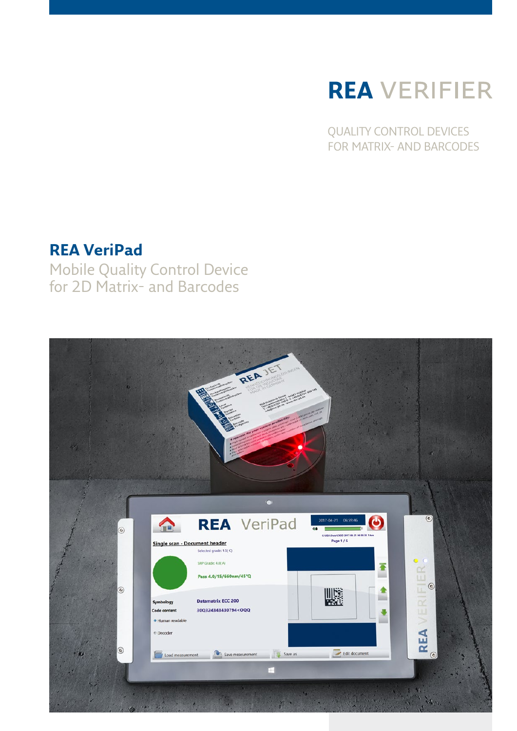# REA VERIFIER

QUALITY CONTROL DEVICES
FOR MATRIX- AND BARCODES

## REA VeriPad

Mobile Quality Control Device
for 2D Matrix- and Barcodes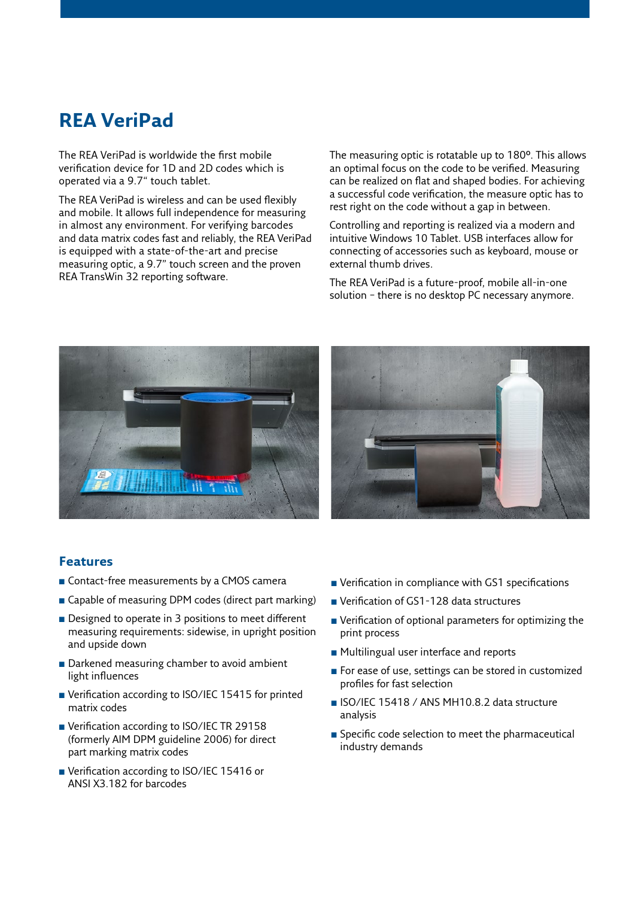# REA VeriPad

The REA VeriPad is worldwide the first mobile verification device for 1D and 2D codes which is operated via a 9.7" touch tablet.

The REA VeriPad is wireless and can be used flexibly and mobile. It allows full independence for measuring in almost any environment. For verifying barcodes and data matrix codes fast and reliably, the REA VeriPad is equipped with a state-of-the-art and precise measuring optic, a 9.7" touch screen and the proven REA TransWin 32 reporting software.

The measuring optic is rotatable up to 180º. This allows an optimal focus on the code to be verified. Measuring can be realized on flat and shaped bodies. For achieving a successful code verification, the measure optic has to rest right on the code without a gap in between.

Controlling and reporting is realized via a modern and intuitive Windows 10 Tablet. USB interfaces allow for connecting of accessories such as keyboard, mouse or external thumb drives.

The REA VeriPad is a future-proof, mobile all-in-one solution – there is no desktop PC necessary anymore.

## Features

- Contact-free measurements by a CMOS camera
- Capable of measuring DPM codes (direct part marking)
- Designed to operate in 3 positions to meet different measuring requirements: sidewise, in upright position and upside down
- Darkened measuring chamber to avoid ambient light influences
- Verification according to ISO/IEC 15415 for printed matrix codes
- Verification according to ISO/IEC TR 29158 (formerly AIM DPM guideline 2006) for direct part marking matrix codes
- Verification according to ISO/IEC 15416 or ANSI X3.182 for barcodes
- Verification in compliance with GS1 specifications
- Verification of GS1-128 data structures
- Verification of optional parameters for optimizing the print process
- Multilingual user interface and reports
- For ease of use, settings can be stored in customized profiles for fast selection
- ISO/IEC 15418 / ANS MH10.8.2 data structure analysis
- Specific code selection to meet the pharmaceutical industry demands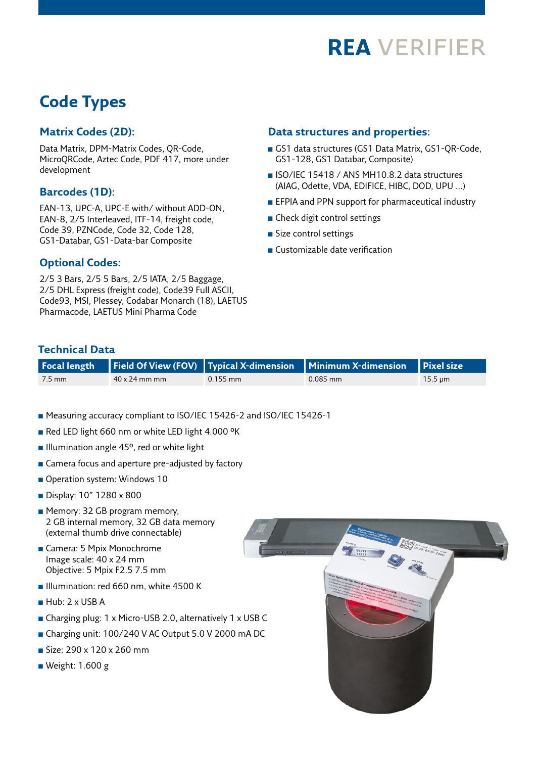# REA VERIFIER

## Code Types

### Matrix Codes (2D):

Data Matrix, DPM-Matrix Codes, QR-Code, MicroQRCode, Aztec Code, PDF 417, more under development

### Barcodes (1D):

EAN-13, UPC-A, UPC-E with/ without ADD-ON, EAN-8, 2/5 Interleaved, ITF-14, freight code, Code 39, PZNCode, Code 32, Code 128, GS1-Databar, GS1-Data-bar Composite

### Optional Codes:

2/5 3 Bars, 2/5 5 Bars, 2/5 IATA, 2/5 Baggage, 2/5 DHL Express (freight code), Code39 Full ASCII, Code93, MSI, Plessey, Codabar Monarch (18), LAETUS Pharmacode, LAETUS Mini Pharma Code

### Data structures and properties:

- GS1 data structures (GS1 Data Matrix, GS1-QR-Code, GS1-128, GS1 Databar, Composite)
- ISO/IEC 15418 / ANS MH10.8.2 data structures (AIAG, Odette, VDA, EDIFICE, HIBC, DOD, UPU ...)
- EFPIA and PPN support for pharmaceutical industry
- Check digit control settings
- Size control settings
- Customizable date verification

## Technical Data

| Focal length | Field Of View (FOV) | Typical X-dimension | Minimum X-dimension | Pixel size |
|---|---|---|---|---|
| 7.5 mm | 40 x 24 mm mm | 0.155 mm | 0.085 mm | 15.5 µm |

- Measuring accuracy compliant to ISO/IEC 15426-2 and ISO/IEC 15426-1
- Red LED light 660 nm or white LED light 4.000 ºK
- Illumination angle 45º, red or white light
- Camera focus and aperture pre-adjusted by factory
- Operation system: Windows 10
- Display: 10" 1280 x 800
- Memory: 32 GB program memory, 2 GB internal memory, 32 GB data memory (external thumb drive connectable)
- Camera: 5 Mpix Monochrome  
  Image scale: 40 x 24 mm  
  Objective: 5 Mpix F2.5 7.5 mm
- Illumination: red 660 nm, white 4500 K
- Hub: 2 x USB A
- Charging plug: 1 x Micro-USB 2.0, alternatively 1 x USB C
- Charging unit: 100/240 V AC Output 5.0 V 2000 mA DC
- Size: 290 x 120 x 260 mm
- Weight: 1.600 g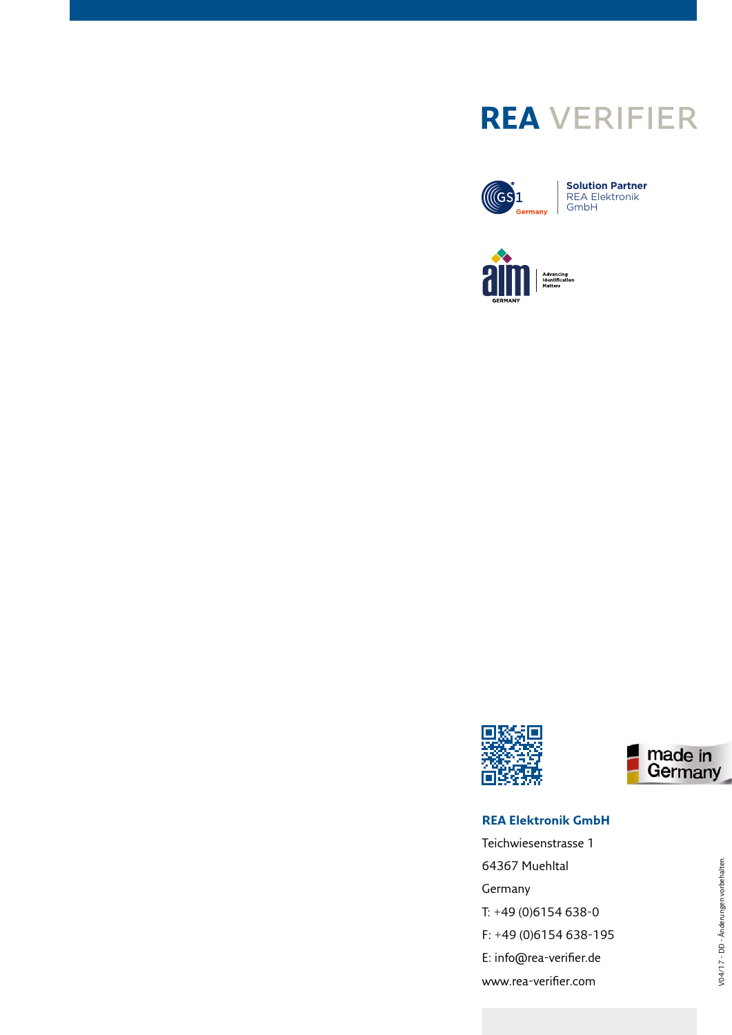# REA VERIFIER

**Solution Partner**
REA Elektronik GmbH

Advancing Identification Matters

**REA Elektronik GmbH**

Teichwiesenstrasse 1

64367 Muehltal

Germany

T: +49 (0)6154 638-0

F: +49 (0)6154 638-195

E: info@rea-verifier.de

www.rea-verifier.com

V04/17 - DD - Änderungen vorbehalten.